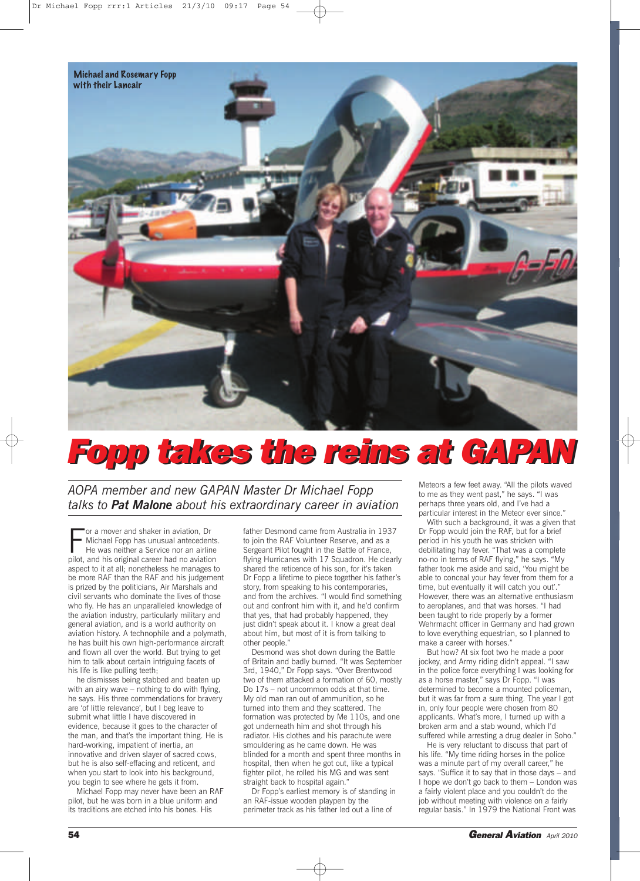Michael and Rosemary Fopp with their Lancair

# Fopp takes the reins at GAPAN

*AOPA member and new GAPAN Master Dr Michael Fopp talks to **Pat Malone** about his extraordinary career in aviation*

For a mover and shaker in aviation, Dr Michael Fopp has unusual antecedents. He was neither a Service nor an airline pilot, and his original career had no aviation aspect to it at all; nonetheless he manages to be more RAF than the RAF and his judgement is prized by the politicians, Air Marshals and civil servants who dominate the lives of those who fly. He has an unparalleled knowledge of the aviation industry, particularly military and general aviation, and is a world authority on aviation history. A technophile and a polymath, he has built his own high-performance aircraft and flown all over the world. But trying to get him to talk about certain intriguing facets of his life is like pulling teeth;

he dismisses being stabbed and beaten up with an airy wave – nothing to do with flying, he says. His three commendations for bravery are 'of little relevance', but I beg leave to submit what little I have discovered in evidence, because it goes to the character of the man, and that's the important thing. He is hard-working, impatient of inertia, an innovative and driven slayer of sacred cows, but he is also self-effacing and reticent, and when you start to look into his background, you begin to see where he gets it from.

Michael Fopp may never have been an RAF pilot, but he was born in a blue uniform and its traditions are etched into his bones. His father Desmond came from Australia in 1937 to join the RAF Volunteer Reserve, and as a Sergeant Pilot fought in the Battle of France, flying Hurricanes with 17 Squadron. He clearly shared the reticence of his son, for it's taken Dr Fopp a lifetime to piece together his father's story, from speaking to his contemporaries, and from the archives. "I would find something out and confront him with it, and he'd confirm that yes, that had probably happened, they just didn't speak about it. I know a great deal about him, but most of it is from talking to other people."

Desmond was shot down during the Battle of Britain and badly burned. "It was September 3rd, 1940," Dr Fopp says. "Over Brentwood two of them attacked a formation of 60, mostly Do 17s – not uncommon odds at that time. My old man ran out of ammunition, so he turned into them and they scattered. The formation was protected by Me 110s, and one got underneath him and shot through his radiator. His clothes and his parachute were smouldering as he came down. He was blinded for a month and spent three months in hospital, then when he got out, like a typical fighter pilot, he rolled his MG and was sent straight back to hospital again."

Dr Fopp's earliest memory is of standing in an RAF-issue wooden playpen by the perimeter track as his father led out a line of Meteors a few feet away. "All the pilots waved to me as they went past," he says. "I was perhaps three years old, and I've had a particular interest in the Meteor ever since."

With such a background, it was a given that Dr Fopp would join the RAF, but for a brief period in his youth he was stricken with debilitating hay fever. "That was a complete no-no in terms of RAF flying," he says. "My father took me aside and said, 'You might be able to conceal your hay fever from them for a time, but eventually it will catch you out'." However, there was an alternative enthusiasm to aeroplanes, and that was horses. "I had been taught to ride properly by a former Wehrmacht officer in Germany and had grown to love everything equestrian, so I planned to make a career with horses."

But how? At six foot two he made a poor jockey, and Army riding didn't appeal. "I saw in the police force everything I was looking for as a horse master," says Dr Fopp. "I was determined to become a mounted policeman, but it was far from a sure thing. The year I got in, only four people were chosen from 80 applicants. What's more, I turned up with a broken arm and a stab wound, which I'd suffered while arresting a drug dealer in Soho."

He is very reluctant to discuss that part of his life. "My time riding horses in the police was a minute part of my overall career," he says. "Suffice it to say that in those days – and I hope we don't go back to them – London was a fairly violent place and you couldn't do the job without meeting with violence on a fairly regular basis." In 1979 the National Front was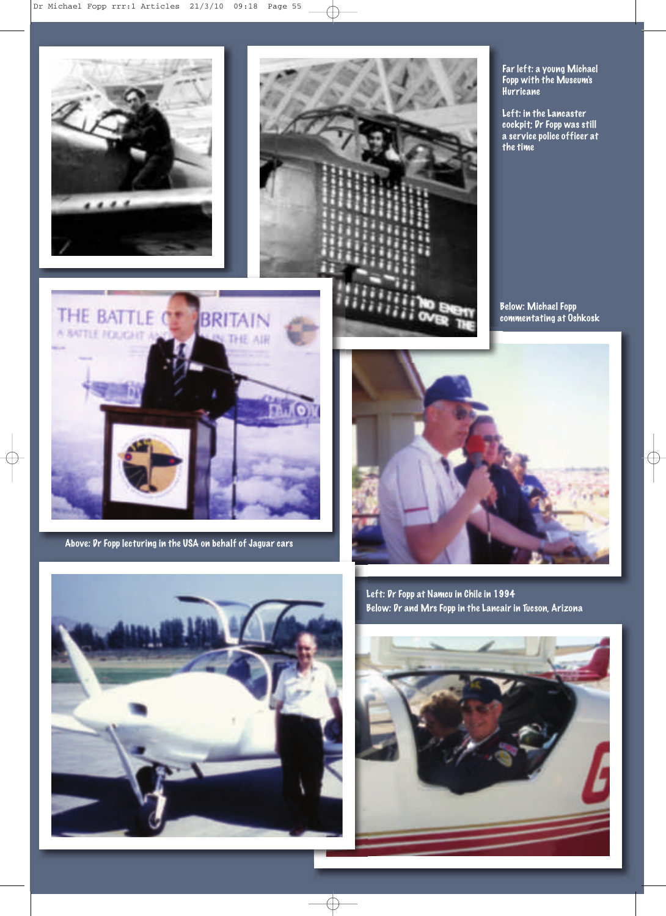Far left: a young Michael Fopp with the Museum's Hurricane

Left: in the Lancaster cockpit; Dr Fopp was still a service police officer at the time

Below: Michael Fopp commentating at Oshkosk

Above: Dr Fopp lecturing in the USA on behalf of Jaguar cars

Left: Dr Fopp at Namcu in Chile in 1994

Below: Dr and Mrs Fopp in the Lancair in Tucson, Arizona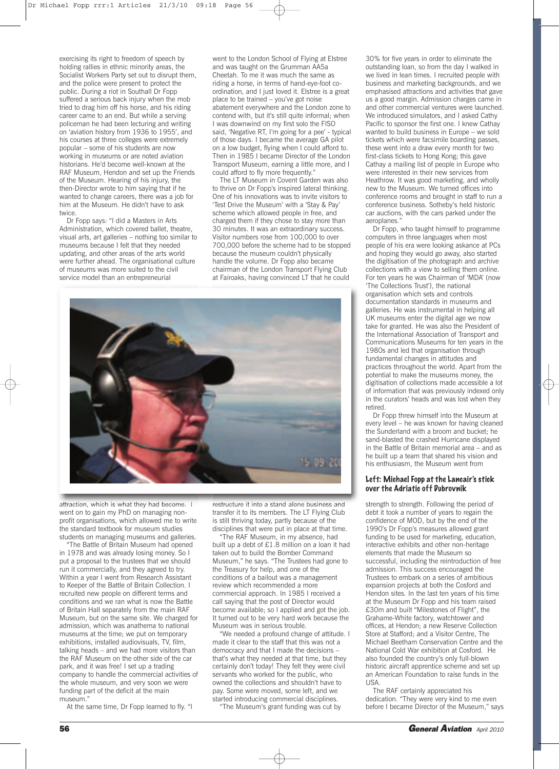exercising its right to freedom of speech by holding rallies in ethnic minority areas, the Socialist Workers Party set out to disrupt them, and the police were present to protect the public. During a riot in Southall Dr Fopp suffered a serious back injury when the mob tried to drag him off his horse, and his riding career came to an end. But while a serving policeman he had been lecturing and writing on 'aviation history from 1936 to 1955', and his courses at three colleges were extremely popular – some of his students are now working in museums or are noted aviation historians. He'd become well-known at the RAF Museum, Hendon and set up the Friends of the Museum. Hearing of his injury, the then-Director wrote to him saying that if he wanted to change careers, there was a job for him at the Museum. He didn't have to ask twice.

Dr Fopp says: "I did a Masters in Arts Administration, which covered ballet, theatre, visual arts, art galleries – nothing too similar to museums because I felt that they needed updating, and other areas of the arts world were further ahead. The organisational culture of museums was more suited to the civil service model than an entrepreneurial attraction, which is what they had become. I went on to gain my PhD on managing non-profit organisations, which allowed me to write the standard textbook for museum studies students on managing museums and galleries.

"The Battle of Britain Museum had opened in 1978 and was already losing money. So I put a proposal to the trustees that we should run it commercially, and they agreed to try. Within a year I went from Research Assistant to Keeper of the Battle of Britain Collection. I recruited new people on different terms and conditions and we ran what is now the Battle of Britain Hall separately from the main RAF Museum, but on the same site. We charged for admission, which was anathema to national museums at the time; we put on temporary exhibitions, installed audiovisuals, TV, film, talking heads – and we had more visitors than the RAF Museum on the other side of the car park, and it was free! I set up a trading company to handle the commercial activities of the whole museum, and very soon we were funding part of the deficit at the main museum."

At the same time, Dr Fopp learned to fly. "I went to the London School of Flying at Elstree and was taught on the Grumman AA5a Cheetah. To me it was much the same as riding a horse, in terms of hand-eye-foot co-ordination, and I just loved it. Elstree is a great place to be trained – you've got noise abatement everywhere and the London zone to contend with, but it's still quite informal; when I was downwind on my first solo the FISO said, 'Negative RT, I'm going for a pee' - typical of those days. I became the average GA pilot on a low budget, flying when I could afford to. Then in 1985 I became Director of the London Transport Museum, earning a little more, and I could afford to fly more frequently."

The LT Museum in Covent Garden was also to thrive on Dr Fopp's inspired lateral thinking. One of his innovations was to invite visitors to 'Test Drive the Museum' with a 'Stay & Pay' scheme which allowed people in free, and charged them if they chose to stay more than 30 minutes. It was an extraordinary success. Visitor numbers rose from 100,000 to over 700,000 before the scheme had to be stopped because the museum couldn't physically handle the volume. Dr Fopp also became chairman of the London Transport Flying Club at Fairoaks, having convinced LT that he could restructure it into a stand alone business and transfer it to its members. The LT Flying Club is still thriving today, partly because of the disciplines that were put in place at that time.

"The RAF Museum, in my absence, had built up a debt of £1.8 million on a loan it had taken out to build the Bomber Command Museum," he says. "The Trustees had gone to the Treasury for help, and one of the conditions of a bailout was a management review which recommended a more commercial approach. In 1985 I received a call saying that the post of Director would become available; so I applied and got the job. It turned out to be very hard work because the Museum was in serious trouble.

"We needed a profound change of attitude. I made it clear to the staff that this was not a democracy and that I made the decisions – that's what they needed at that time, but they certainly don't today! They felt they were civil servants who worked for the public, who owned the collections and shouldn't have to pay. Some were moved, some left, and we started introducing commercial disciplines.

"The Museum's grant funding was cut by 30% for five years in order to eliminate the outstanding loan, so from the day I walked in we lived in lean times. I recruited people with business and marketing backgrounds, and we emphasised attractions and activities that gave us a good margin. Admission charges came in and other commercial ventures were launched. We introduced simulators, and I asked Cathy Pacific to sponsor the first one. I knew Cathay wanted to build business in Europe – we sold tickets which were facsimile boarding passes, these went into a draw every month for two first-class tickets to Hong Kong; this gave Cathay a mailing list of people in Europe who were interested in their new services from Heathrow. It was good marketing, and wholly new to the Museum. We turned offices into conference rooms and brought in staff to run a conference business. Sotheby's held historic car auctions, with the cars parked under the aeroplanes."

Dr Fopp, who taught himself to programme computers in three languages when most people of his era were looking askance at PCs and hoping they would go away, also started the digitisation of the photograph and archive collections with a view to selling them online. For ten years he was Chairman of 'MDA' (now 'The Collections Trust'), the national organisation which sets and controls documentation standards in museums and galleries. He was instrumental in helping all UK museums enter the digital age we now take for granted. He was also the President of the International Association of Transport and Communications Museums for ten years in the 1980s and led that organisation through fundamental changes in attitudes and practices throughout the world. Apart from the potential to make the museums money, the digitisation of collections made accessible a lot of information that was previously indexed only in the curators' heads and was lost when they retired.

Dr Fopp threw himself into the Museum at every level – he was known for having cleaned the Sunderland with a broom and bucket; he sand-blasted the crashed Hurricane displayed in the Battle of Britain memorial area – and as he built up a team that shared his vision and his enthusiasm, the Museum went from strength to strength. Following the period of debt it took a number of years to regain the confidence of MOD, but by the end of the 1990's Dr Fopp's measures allowed grant funding to be used for marketing, education, interactive exhibits and other non-heritage elements that made the Museum so successful, including the reintroduction of free admission. This success encouraged the Trustees to embark on a series of ambitious expansion projects at both the Cosford and Hendon sites. In the last ten years of his time at the Museum Dr Fopp and his team raised £30m and built "Milestones of Flight", the Grahame-White factory, watchtower and offices, at Hendon; a new Reserve Collection Store at Stafford; and a Visitor Centre, The Michael Beetham Conservation Centre and the National Cold War exhibition at Cosford. He also founded the country's only full-blown historic aircraft apprentice scheme and set up an American Foundation to raise funds in the USA.

The RAF certainly appreciated his dedication. "They were very kind to me even before I became Director of the Museum," says

**Left: Michael Fopp at the Lancair's stick over the Adriatic off Dubrovnik**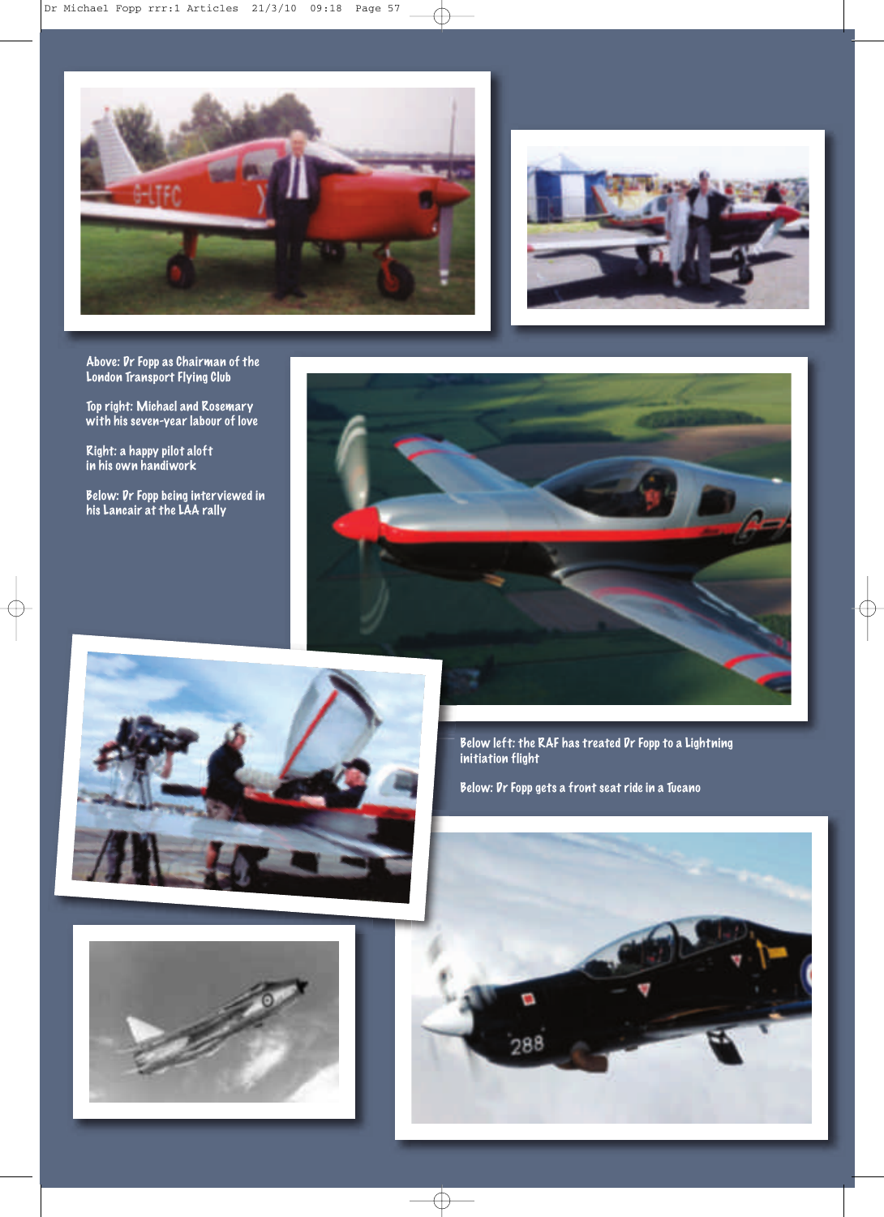Above: Dr Fopp as Chairman of the London Transport Flying Club

Top right: Michael and Rosemary with his seven-year labour of love

Right: a happy pilot aloft in his own handiwork

Below: Dr Fopp being interviewed in his Lancair at the LAA rally

Below left: the RAF has treated Dr Fopp to a Lightning initiation flight

Below: Dr Fopp gets a front seat ride in a Tucano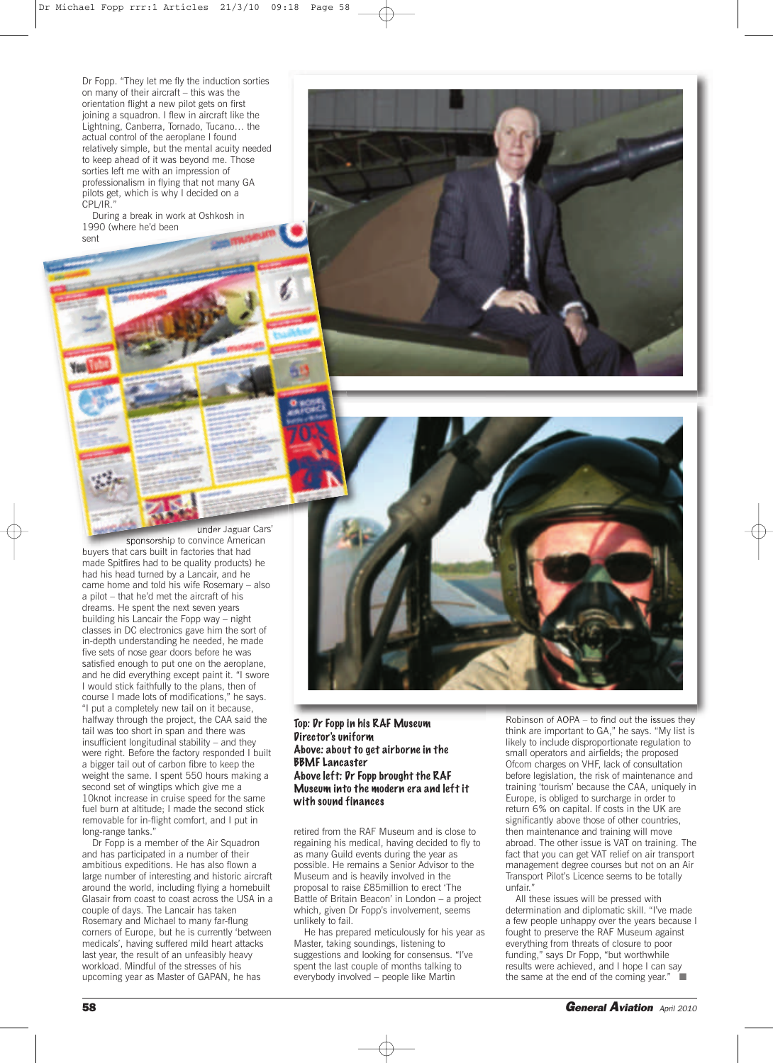Dr Fopp. "They let me fly the induction sorties on many of their aircraft – this was the orientation flight a new pilot gets on first joining a squadron. I flew in aircraft like the Lightning, Canberra, Tornado, Tucano… the actual control of the aeroplane I found relatively simple, but the mental acuity needed to keep ahead of it was beyond me. Those sorties left me with an impression of professionalism in flying that not many GA pilots get, which is why I decided on a CPL/IR."

During a break in work at Oshkosh in 1990 (where he'd been sent under Jaguar Cars' sponsorship to convince American buyers that cars built in factories that had made Spitfires had to be quality products) he had his head turned by a Lancair, and he came home and told his wife Rosemary – also a pilot – that he'd met the aircraft of his dreams. He spent the next seven years building his Lancair the Fopp way – night classes in DC electronics gave him the sort of in-depth understanding he needed, he made five sets of nose gear doors before he was satisfied enough to put one on the aeroplane, and he did everything except paint it. "I swore I would stick faithfully to the plans, then of course I made lots of modifications," he says. "I put a completely new tail on it because, halfway through the project, the CAA said the tail was too short in span and there was insufficient longitudinal stability – and they were right. Before the factory responded I built a bigger tail out of carbon fibre to keep the weight the same. I spent 550 hours making a second set of wingtips which give me a 10knot increase in cruise speed for the same fuel burn at altitude; I made the second stick removable for in-flight comfort, and I put in long-range tanks."

Dr Fopp is a member of the Air Squadron and has participated in a number of their ambitious expeditions. He has also flown a large number of interesting and historic aircraft around the world, including flying a homebuilt Glasair from coast to coast across the USA in a couple of days. The Lancair has taken Rosemary and Michael to many far-flung corners of Europe, but he is currently 'between medicals', having suffered mild heart attacks last year, the result of an unfeasibly heavy workload. Mindful of the stresses of his upcoming year as Master of GAPAN, he has retired from the RAF Museum and is close to regaining his medical, having decided to fly to as many Guild events during the year as possible. He remains a Senior Advisor to the Museum and is heavily involved in the proposal to raise £85million to erect 'The Battle of Britain Beacon' in London – a project which, given Dr Fopp's involvement, seems unlikely to fail.

He has prepared meticulously for his year as Master, taking soundings, listening to suggestions and looking for consensus. "I've spent the last couple of months talking to everybody involved – people like Martin Robinson of AOPA – to find out the issues they think are important to GA," he says. "My list is likely to include disproportionate regulation to small operators and airfields; the proposed Ofcom charges on VHF, lack of consultation before legislation, the risk of maintenance and training 'tourism' because the CAA, uniquely in Europe, is obliged to surcharge in order to return 6% on capital. If costs in the UK are significantly above those of other countries, then maintenance and training will move abroad. The other issue is VAT on training. The fact that you can get VAT relief on air transport management degree courses but not on an Air Transport Pilot's Licence seems to be totally unfair."

All these issues will be pressed with determination and diplomatic skill. "I've made a few people unhappy over the years because I fought to preserve the RAF Museum against everything from threats of closure to poor funding," says Dr Fopp, "but worthwhile results were achieved, and I hope I can say the same at the end of the coming year." ■

**Top: Dr Fopp in his RAF Museum Director's uniform**
**Above: about to get airborne in the BBMF Lancaster**
**Above left: Dr Fopp brought the RAF Museum into the modern era and left it with sound finances**